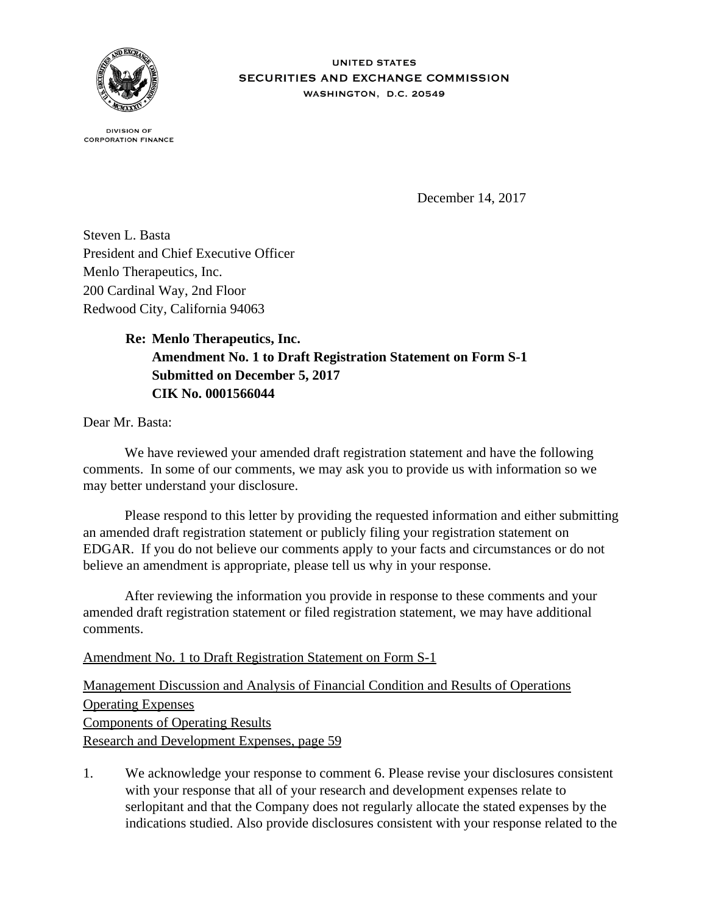UNITED STATES
SECURITIES AND EXCHANGE COMMISSION
WASHINGTON, D.C. 20549

DIVISION OF
CORPORATION FINANCE

December 14, 2017

Steven L. Basta
President and Chief Executive Officer
Menlo Therapeutics, Inc.
200 Cardinal Way, 2nd Floor
Redwood City, California 94063

**Re: Menlo Therapeutics, Inc.**
**Amendment No. 1 to Draft Registration Statement on Form S-1**
**Submitted on December 5, 2017**
**CIK No. 0001566044**

Dear Mr. Basta:

We have reviewed your amended draft registration statement and have the following comments. In some of our comments, we may ask you to provide us with information so we may better understand your disclosure.

Please respond to this letter by providing the requested information and either submitting an amended draft registration statement or publicly filing your registration statement on EDGAR. If you do not believe our comments apply to your facts and circumstances or do not believe an amendment is appropriate, please tell us why in your response.

After reviewing the information you provide in response to these comments and your amended draft registration statement or filed registration statement, we may have additional comments.

Amendment No. 1 to Draft Registration Statement on Form S-1

Management Discussion and Analysis of Financial Condition and Results of Operations
Operating Expenses
Components of Operating Results
Research and Development Expenses, page 59

1. We acknowledge your response to comment 6. Please revise your disclosures consistent with your response that all of your research and development expenses relate to serlopitant and that the Company does not regularly allocate the stated expenses by the indications studied. Also provide disclosures consistent with your response related to the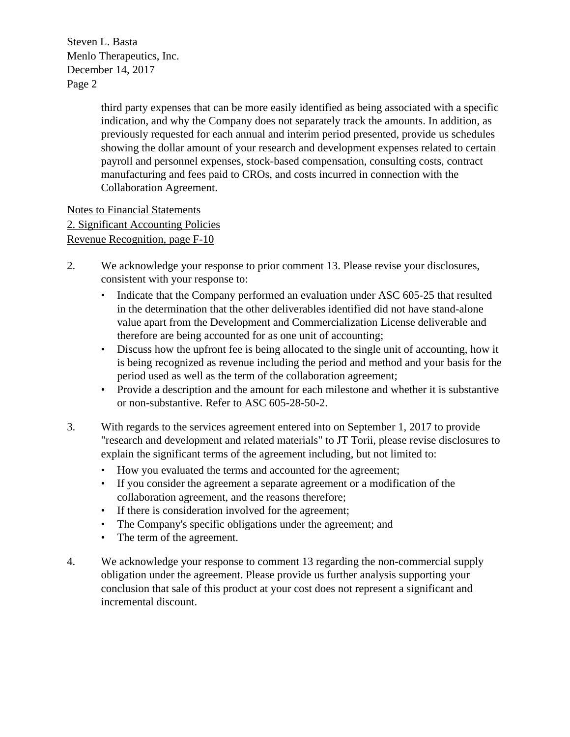third party expenses that can be more easily identified as being associated with a specific indication, and why the Company does not separately track the amounts. In addition, as previously requested for each annual and interim period presented, provide us schedules showing the dollar amount of your research and development expenses related to certain payroll and personnel expenses, stock-based compensation, consulting costs, contract manufacturing and fees paid to CROs, and costs incurred in connection with the Collaboration Agreement.

Notes to Financial Statements
2. Significant Accounting Policies
Revenue Recognition, page F-10

2. We acknowledge your response to prior comment 13. Please revise your disclosures, consistent with your response to:
   - Indicate that the Company performed an evaluation under ASC 605-25 that resulted in the determination that the other deliverables identified did not have stand-alone value apart from the Development and Commercialization License deliverable and therefore are being accounted for as one unit of accounting;
   - Discuss how the upfront fee is being allocated to the single unit of accounting, how it is being recognized as revenue including the period and method and your basis for the period used as well as the term of the collaboration agreement;
   - Provide a description and the amount for each milestone and whether it is substantive or non-substantive. Refer to ASC 605-28-50-2.

3. With regards to the services agreement entered into on September 1, 2017 to provide "research and development and related materials" to JT Torii, please revise disclosures to explain the significant terms of the agreement including, but not limited to:
   - How you evaluated the terms and accounted for the agreement;
   - If you consider the agreement a separate agreement or a modification of the collaboration agreement, and the reasons therefore;
   - If there is consideration involved for the agreement;
   - The Company's specific obligations under the agreement; and
   - The term of the agreement.

4. We acknowledge your response to comment 13 regarding the non-commercial supply obligation under the agreement. Please provide us further analysis supporting your conclusion that sale of this product at your cost does not represent a significant and incremental discount.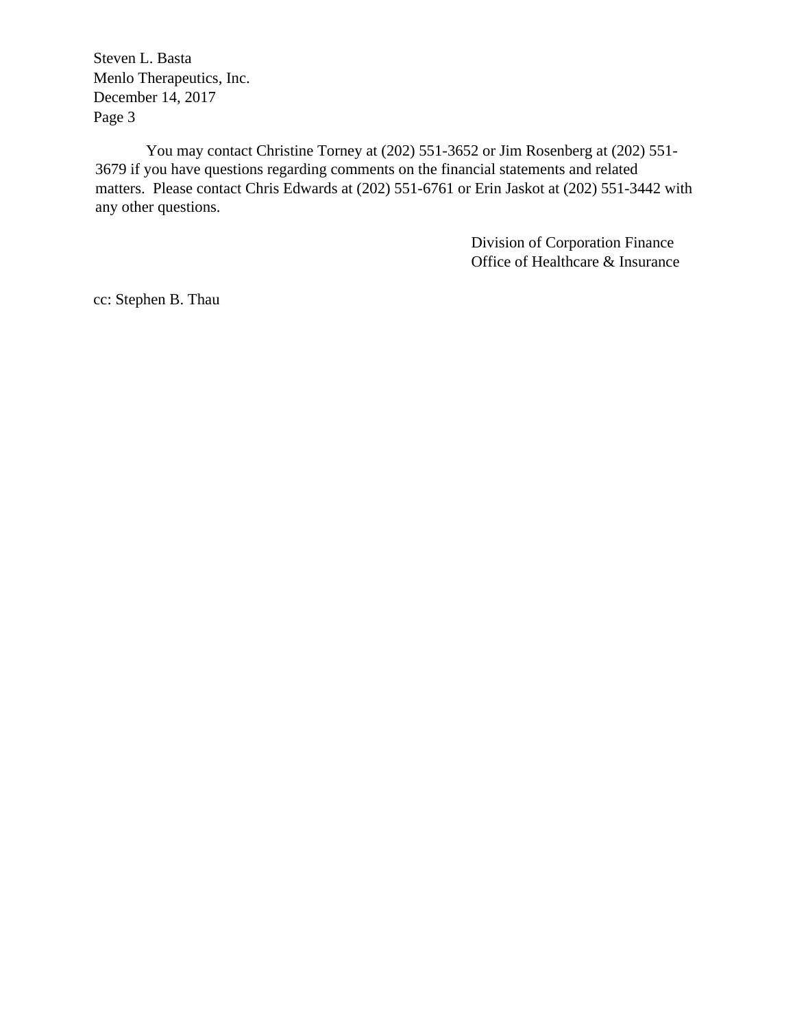You may contact Christine Torney at (202) 551-3652 or Jim Rosenberg at (202) 551-3679 if you have questions regarding comments on the financial statements and related matters. Please contact Chris Edwards at (202) 551-6761 or Erin Jaskot at (202) 551-3442 with any other questions.

Division of Corporation Finance
Office of Healthcare & Insurance

cc: Stephen B. Thau